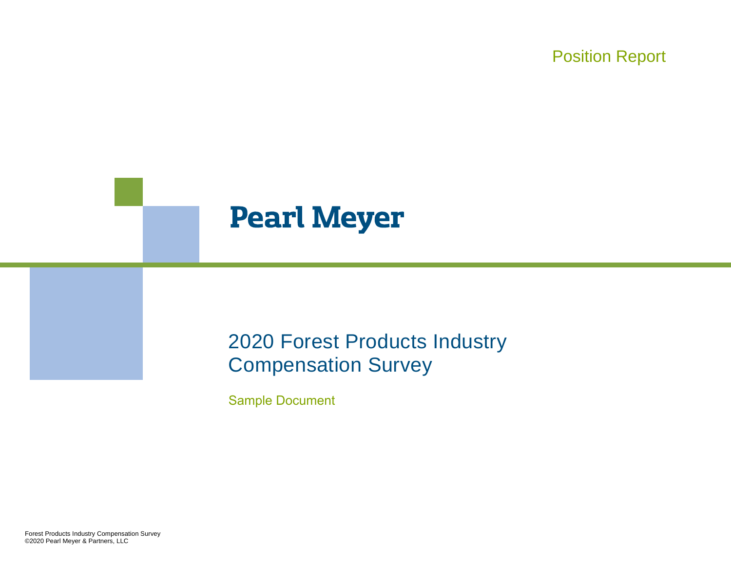Position Report

# Pearl Meyer

## 2020 Forest Products Industry Compensation Survey

Sample Document

Forest Products Industry Compensation Survey
©2020 Pearl Meyer & Partners, LLC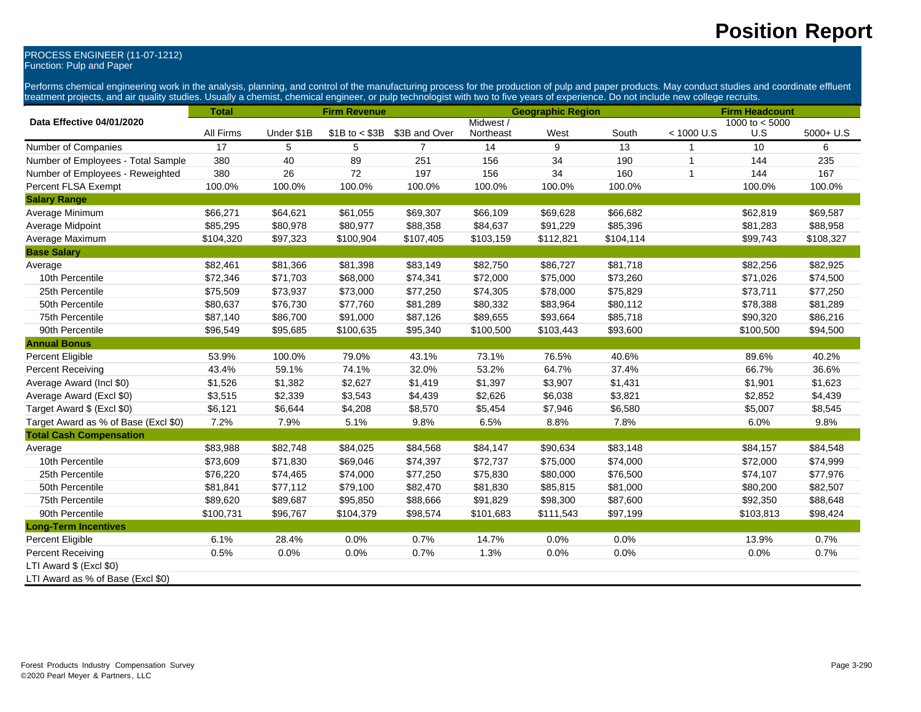# Position Report

PROCESS ENGINEER (11-07-1212)
Function: Pulp and Paper

Performs chemical engineering work in the analysis, planning, and control of the manufacturing process for the production of pulp and paper products. May conduct studies and coordinate effluent treatment projects, and air quality studies. Usually a chemist, chemical engineer, or pulp technologist with two to five years of experience. Do not include new college recruits.

| Data Effective 04/01/2020 | Total | Firm Revenue | | | Geographic Region | | | Firm Headcount | | |
|---|---|---|---|---|---|---|---|---|---|---|
| | All Firms | Under $1B | $1B to < $3B | $3B and Over | Midwest / Northeast | West | South | < 1000 U.S | 1000 to < 5000 U.S | 5000+ U.S |
| Number of Companies | 17 | 5 | 5 | 7 | 14 | 9 | 13 | 1 | 10 | 6 |
| Number of Employees - Total Sample | 380 | 40 | 89 | 251 | 156 | 34 | 190 | 1 | 144 | 235 |
| Number of Employees - Reweighted | 380 | 26 | 72 | 197 | 156 | 34 | 160 | 1 | 144 | 167 |
| Percent FLSA Exempt | 100.0% | 100.0% | 100.0% | 100.0% | 100.0% | 100.0% | 100.0% | | 100.0% | 100.0% |
| **Salary Range** | | | | | | | | | | |
| Average Minimum | $66,271 | $64,621 | $61,055 | $69,307 | $66,109 | $69,628 | $66,682 | | $62,819 | $69,587 |
| Average Midpoint | $85,295 | $80,978 | $80,977 | $88,358 | $84,637 | $91,229 | $85,396 | | $81,283 | $88,958 |
| Average Maximum | $104,320 | $97,323 | $100,904 | $107,405 | $103,159 | $112,821 | $104,114 | | $99,743 | $108,327 |
| **Base Salary** | | | | | | | | | | |
| Average | $82,461 | $81,366 | $81,398 | $83,149 | $82,750 | $86,727 | $81,718 | | $82,256 | $82,925 |
| 10th Percentile | $72,346 | $71,703 | $68,000 | $74,341 | $72,000 | $75,000 | $73,260 | | $71,026 | $74,500 |
| 25th Percentile | $75,509 | $73,937 | $73,000 | $77,250 | $74,305 | $78,000 | $75,829 | | $73,711 | $77,250 |
| 50th Percentile | $80,637 | $76,730 | $77,760 | $81,289 | $80,332 | $83,964 | $80,112 | | $78,388 | $81,289 |
| 75th Percentile | $87,140 | $86,700 | $91,000 | $87,126 | $89,655 | $93,664 | $85,718 | | $90,320 | $86,216 |
| 90th Percentile | $96,549 | $95,685 | $100,635 | $95,340 | $100,500 | $103,443 | $93,600 | | $100,500 | $94,500 |
| **Annual Bonus** | | | | | | | | | | |
| Percent Eligible | 53.9% | 100.0% | 79.0% | 43.1% | 73.1% | 76.5% | 40.6% | | 89.6% | 40.2% |
| Percent Receiving | 43.4% | 59.1% | 74.1% | 32.0% | 53.2% | 64.7% | 37.4% | | 66.7% | 36.6% |
| Average Award (Incl $0) | $1,526 | $1,382 | $2,627 | $1,419 | $1,397 | $3,907 | $1,431 | | $1,901 | $1,623 |
| Average Award (Excl $0) | $3,515 | $2,339 | $3,543 | $4,439 | $2,626 | $6,038 | $3,821 | | $2,852 | $4,439 |
| Target Award $ (Excl $0) | $6,121 | $6,644 | $4,208 | $8,570 | $5,454 | $7,946 | $6,580 | | $5,007 | $8,545 |
| Target Award as % of Base (Excl $0) | 7.2% | 7.9% | 5.1% | 9.8% | 6.5% | 8.8% | 7.8% | | 6.0% | 9.8% |
| **Total Cash Compensation** | | | | | | | | | | |
| Average | $83,988 | $82,748 | $84,025 | $84,568 | $84,147 | $90,634 | $83,148 | | $84,157 | $84,548 |
| 10th Percentile | $73,609 | $71,830 | $69,046 | $74,397 | $72,737 | $75,000 | $74,000 | | $72,000 | $74,999 |
| 25th Percentile | $76,220 | $74,465 | $74,000 | $77,250 | $75,830 | $80,000 | $76,500 | | $74,107 | $77,976 |
| 50th Percentile | $81,841 | $77,112 | $79,100 | $82,470 | $81,830 | $85,815 | $81,000 | | $80,200 | $82,507 |
| 75th Percentile | $89,620 | $89,687 | $95,850 | $88,666 | $91,829 | $98,300 | $87,600 | | $92,350 | $88,648 |
| 90th Percentile | $100,731 | $96,767 | $104,379 | $98,574 | $101,683 | $111,543 | $97,199 | | $103,813 | $98,424 |
| **Long-Term Incentives** | | | | | | | | | | |
| Percent Eligible | 6.1% | 28.4% | 0.0% | 0.7% | 14.7% | 0.0% | 0.0% | | 13.9% | 0.7% |
| Percent Receiving | 0.5% | 0.0% | 0.0% | 0.7% | 1.3% | 0.0% | 0.0% | | 0.0% | 0.7% |
| LTI Award $ (Excl $0) | | | | | | | | | | |
| LTI Award as % of Base (Excl $0) | | | | | | | | | | |

Forest Products Industry Compensation Survey
©2020 Pearl Meyer & Partners, LLC